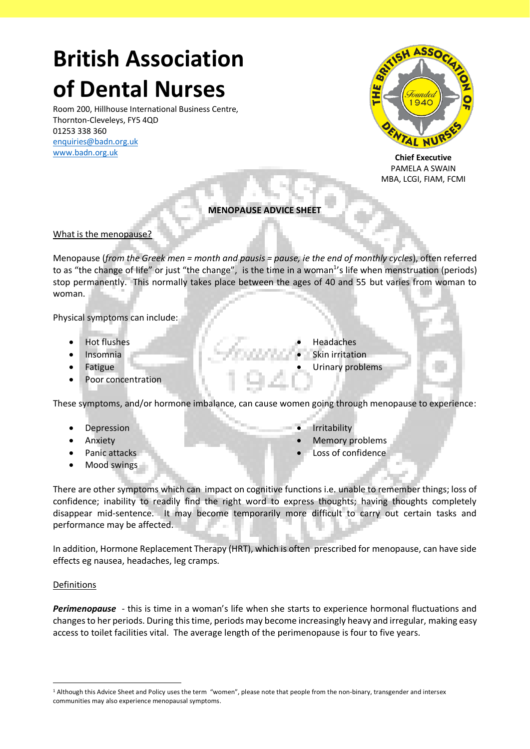# British Association of Dental Nurses

Room 200, Hillhouse International Business Centre,
Thornton-Cleveleys, FY5 4QD
01253 338 360
enquiries@badn.org.uk
www.badn.org.uk

**Chief Executive**
PAMELA A SWAIN
MBA, LCGI, FIAM, FCMI

**MENOPAUSE ADVICE SHEET**

## What is the menopause?

Menopause (*from the Greek men = month and pausis = pause, ie the end of monthly cycles*), often referred to as "the change of life" or just "the change", is the time in a woman[1]'s life when menstruation (periods) stop permanently. This normally takes place between the ages of 40 and 55 but varies from woman to woman.

Physical symptoms can include:

- Hot flushes
- Insomnia
- Fatigue
- Poor concentration
- Headaches
- Skin irritation
- Urinary problems

These symptoms, and/or hormone imbalance, can cause women going through menopause to experience:

- Depression
- Anxiety
- Panic attacks
- Mood swings
- Irritability
- Memory problems
- Loss of confidence

There are other symptoms which can impact on cognitive functions i.e. unable to remember things; loss of confidence; inability to readily find the right word to express thoughts; having thoughts completely disappear mid-sentence. It may become temporarily more difficult to carry out certain tasks and performance may be affected.

In addition, Hormone Replacement Therapy (HRT), which is often prescribed for menopause, can have side effects eg nausea, headaches, leg cramps.

## Definitions

***Perimenopause*** - this is time in a woman's life when she starts to experience hormonal fluctuations and changes to her periods. During this time, periods may become increasingly heavy and irregular, making easy access to toilet facilities vital. The average length of the perimenopause is four to five years.

[1] Although this Advice Sheet and Policy uses the term "women", please note that people from the non-binary, transgender and intersex communities may also experience menopausal symptoms.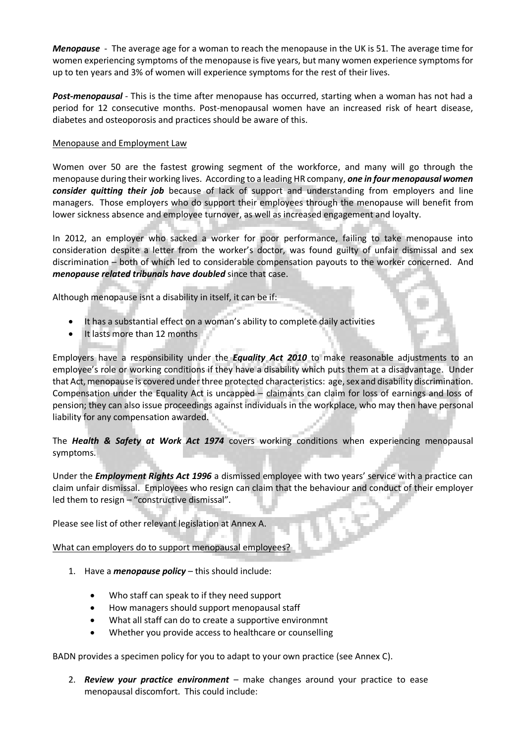***Menopause*** - The average age for a woman to reach the menopause in the UK is 51. The average time for women experiencing symptoms of the menopause is five years, but many women experience symptoms for up to ten years and 3% of women will experience symptoms for the rest of their lives.

***Post-menopausal*** - This is the time after menopause has occurred, starting when a woman has not had a period for 12 consecutive months. Post-menopausal women have an increased risk of heart disease, diabetes and osteoporosis and practices should be aware of this.

<u>Menopause and Employment Law</u>

Women over 50 are the fastest growing segment of the workforce, and many will go through the menopause during their working lives. According to a leading HR company, ***one in four menopausal women consider quitting their job*** because of lack of support and understanding from employers and line managers. Those employers who do support their employees through the menopause will benefit from lower sickness absence and employee turnover, as well as increased engagement and loyalty.

In 2012, an employer who sacked a worker for poor performance, failing to take menopause into consideration despite a letter from the worker's doctor, was found guilty of unfair dismissal and sex discrimination – both of which led to considerable compensation payouts to the worker concerned. And ***menopause related tribunals have doubled*** since that case.

Although menopause isnt a disability in itself, it can be if:

- It has a substantial effect on a woman's ability to complete daily activities
- It lasts more than 12 months

Employers have a responsibility under the ***Equality Act 2010*** to make reasonable adjustments to an employee's role or working conditions if they have a disability which puts them at a disadvantage. Under that Act, menopause is covered under three protected characteristics: age, sex and disability discrimination. Compensation under the Equality Act is uncapped – claimants can claim for loss of earnings and loss of pension; they can also issue proceedings against individuals in the workplace, who may then have personal liability for any compensation awarded.

The ***Health & Safety at Work Act 1974*** covers working conditions when experiencing menopausal symptoms.

Under the ***Employment Rights Act 1996*** a dismissed employee with two years' service with a practice can claim unfair dismissal. Employees who resign can claim that the behaviour and conduct of their employer led them to resign – "constructive dismissal".

Please see list of other relevant legislation at Annex A.

<u>What can employers do to support menopausal employees?</u>

1. Have a ***menopause policy*** – this should include:
    - Who staff can speak to if they need support
    - How managers should support menopausal staff
    - What all staff can do to create a supportive environmnt
    - Whether you provide access to healthcare or counselling

BADN provides a specimen policy for you to adapt to your own practice (see Annex C).

2. ***Review your practice environment*** – make changes around your practice to ease menopausal discomfort. This could include: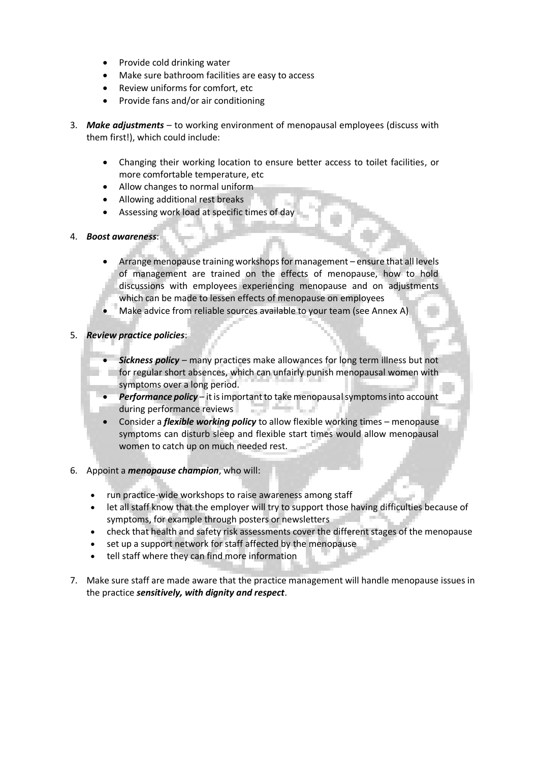- Provide cold drinking water
- Make sure bathroom facilities are easy to access
- Review uniforms for comfort, etc
- Provide fans and/or air conditioning

3. ***Make adjustments*** – to working environment of menopausal employees (discuss with them first!), which could include:

    - Changing their working location to ensure better access to toilet facilities, or more comfortable temperature, etc
    - Allow changes to normal uniform
    - Allowing additional rest breaks
    - Assessing work load at specific times of day

4. ***Boost awareness***:

    - Arrange menopause training workshops for management – ensure that all levels of management are trained on the effects of menopause, how to hold discussions with employees experiencing menopause and on adjustments which can be made to lessen effects of menopause on employees
    - Make advice from reliable sources available to your team (see Annex A)

5. ***Review practice policies***:

    - ***Sickness policy*** – many practices make allowances for long term illness but not for regular short absences, which can unfairly punish menopausal women with symptoms over a long period.
    - ***Performance policy*** – it is important to take menopausal symptoms into account during performance reviews
    - Consider a ***flexible working policy*** to allow flexible working times – menopause symptoms can disturb sleep and flexible start times would allow menopausal women to catch up on much needed rest.

6. Appoint a ***menopause champion***, who will:

    - run practice-wide workshops to raise awareness among staff
    - let all staff know that the employer will try to support those having difficulties because of symptoms, for example through posters or newsletters
    - check that health and safety risk assessments cover the different stages of the menopause
    - set up a support network for staff affected by the menopause
    - tell staff where they can find more information

7. Make sure staff are made aware that the practice management will handle menopause issues in the practice ***sensitively, with dignity and respect***.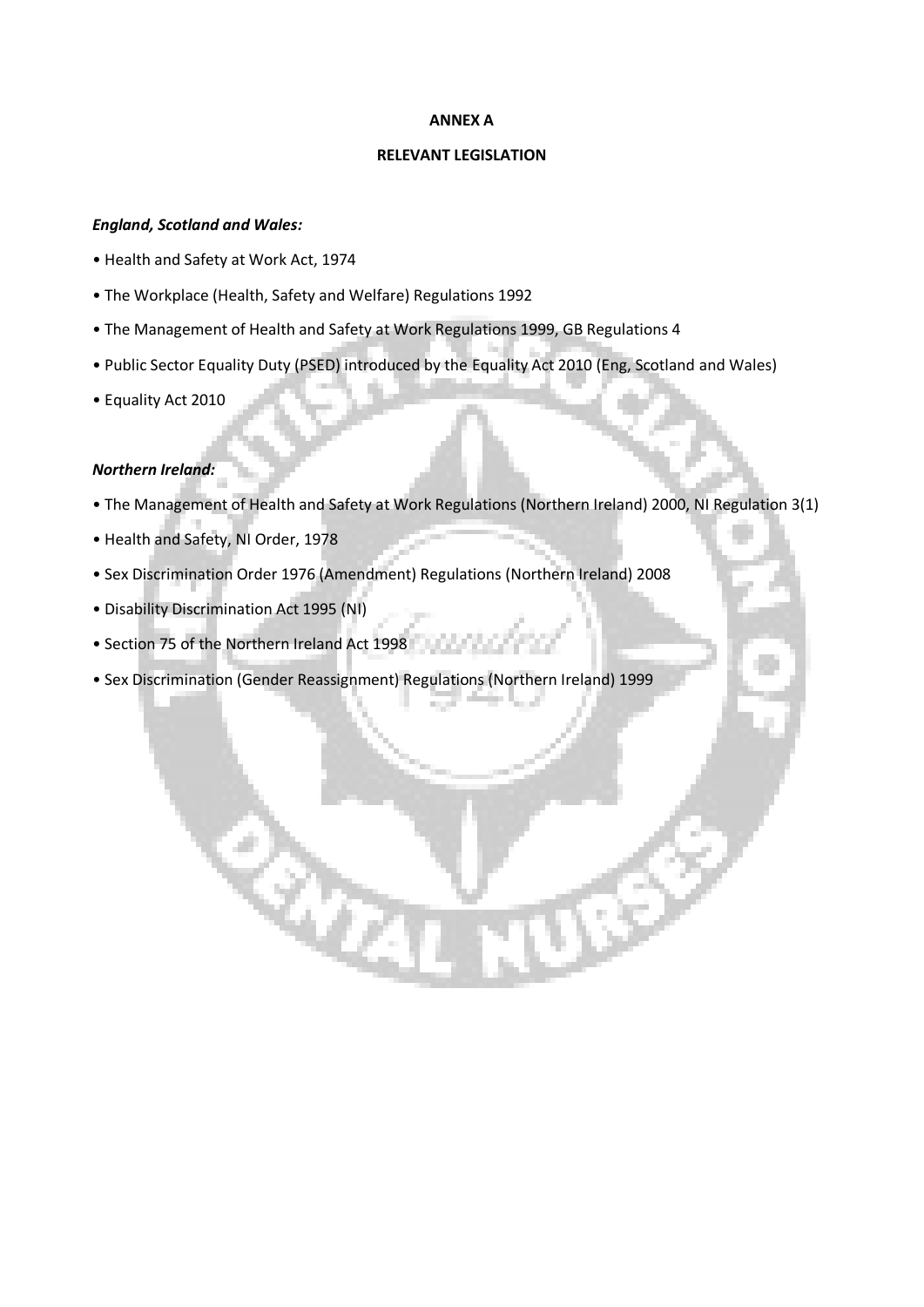**ANNEX A**

**RELEVANT LEGISLATION**

***England, Scotland and Wales:***

- Health and Safety at Work Act, 1974
- The Workplace (Health, Safety and Welfare) Regulations 1992
- The Management of Health and Safety at Work Regulations 1999, GB Regulations 4
- Public Sector Equality Duty (PSED) introduced by the Equality Act 2010 (Eng, Scotland and Wales)
- Equality Act 2010

***Northern Ireland:***

- The Management of Health and Safety at Work Regulations (Northern Ireland) 2000, NI Regulation 3(1)
- Health and Safety, NI Order, 1978
- Sex Discrimination Order 1976 (Amendment) Regulations (Northern Ireland) 2008
- Disability Discrimination Act 1995 (NI)
- Section 75 of the Northern Ireland Act 1998
- Sex Discrimination (Gender Reassignment) Regulations (Northern Ireland) 1999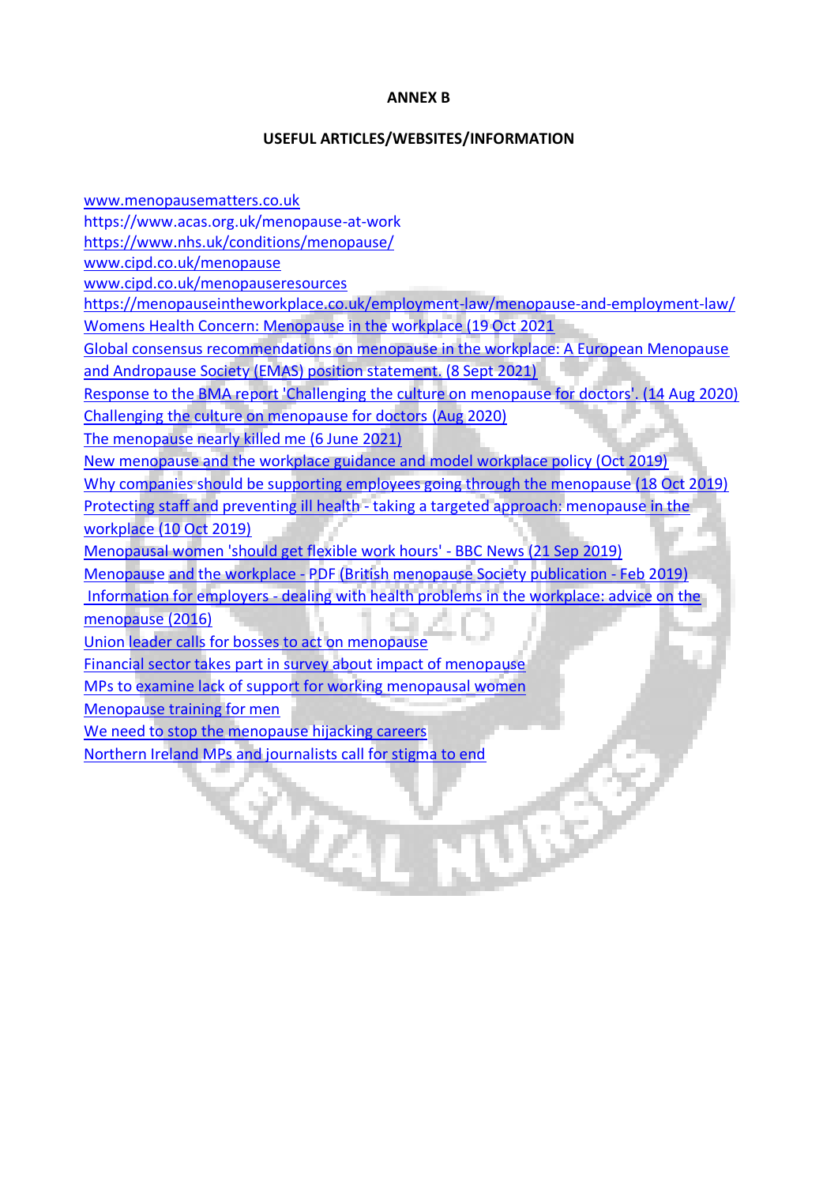**ANNEX B**

**USEFUL ARTICLES/WEBSITES/INFORMATION**

www.menopausematters.co.uk
https://www.acas.org.uk/menopause-at-work
https://www.nhs.uk/conditions/menopause/
www.cipd.co.uk/menopause
www.cipd.co.uk/menopauseresources
https://menopauseintheworkplace.co.uk/employment-law/menopause-and-employment-law/
Womens Health Concern: Menopause in the workplace (19 Oct 2021
Global consensus recommendations on menopause in the workplace: A European Menopause and Andropause Society (EMAS) position statement. (8 Sept 2021)
Response to the BMA report 'Challenging the culture on menopause for doctors'. (14 Aug 2020)
Challenging the culture on menopause for doctors (Aug 2020)
The menopause nearly killed me (6 June 2021)
New menopause and the workplace guidance and model workplace policy (Oct 2019)
Why companies should be supporting employees going through the menopause (18 Oct 2019)
Protecting staff and preventing ill health - taking a targeted approach: menopause in the workplace (10 Oct 2019)
Menopausal women 'should get flexible work hours' - BBC News (21 Sep 2019)
Menopause and the workplace - PDF (British menopause Society publication - Feb 2019)
Information for employers - dealing with health problems in the workplace: advice on the menopause (2016)
Union leader calls for bosses to act on menopause
Financial sector takes part in survey about impact of menopause
MPs to examine lack of support for working menopausal women
Menopause training for men
We need to stop the menopause hijacking careers
Northern Ireland MPs and journalists call for stigma to end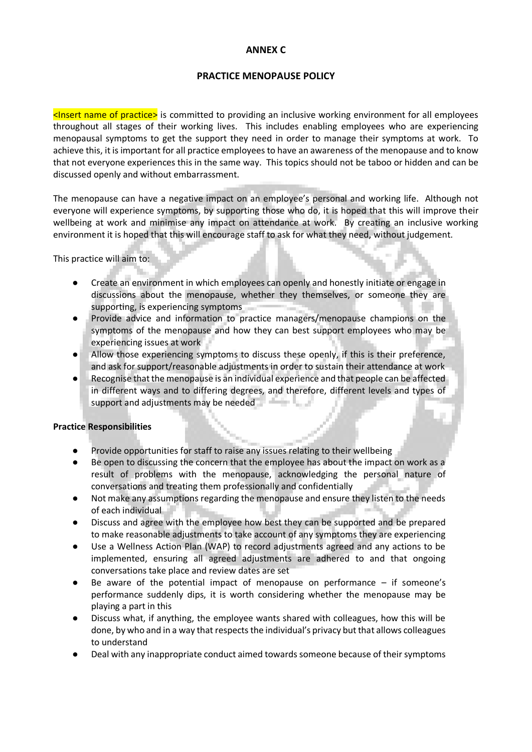# ANNEX C

## PRACTICE MENOPAUSE POLICY

<Insert name of practice> is committed to providing an inclusive working environment for all employees throughout all stages of their working lives. This includes enabling employees who are experiencing menopausal symptoms to get the support they need in order to manage their symptoms at work. To achieve this, it is important for all practice employees to have an awareness of the menopause and to know that not everyone experiences this in the same way. This topics should not be taboo or hidden and can be discussed openly and without embarrassment.

The menopause can have a negative impact on an employee's personal and working life. Although not everyone will experience symptoms, by supporting those who do, it is hoped that this will improve their wellbeing at work and minimise any impact on attendance at work. By creating an inclusive working environment it is hoped that this will encourage staff to ask for what they need, without judgement.

This practice will aim to:

- Create an environment in which employees can openly and honestly initiate or engage in discussions about the menopause, whether they themselves, or someone they are supporting, is experiencing symptoms
- Provide advice and information to practice managers/menopause champions on the symptoms of the menopause and how they can best support employees who may be experiencing issues at work
- Allow those experiencing symptoms to discuss these openly, if this is their preference, and ask for support/reasonable adjustments in order to sustain their attendance at work
- Recognise that the menopause is an individual experience and that people can be affected in different ways and to differing degrees, and therefore, different levels and types of support and adjustments may be needed

**Practice Responsibilities**

- Provide opportunities for staff to raise any issues relating to their wellbeing
- Be open to discussing the concern that the employee has about the impact on work as a result of problems with the menopause, acknowledging the personal nature of conversations and treating them professionally and confidentially
- Not make any assumptions regarding the menopause and ensure they listen to the needs of each individual
- Discuss and agree with the employee how best they can be supported and be prepared to make reasonable adjustments to take account of any symptoms they are experiencing
- Use a Wellness Action Plan (WAP) to record adjustments agreed and any actions to be implemented, ensuring all agreed adjustments are adhered to and that ongoing conversations take place and review dates are set
- Be aware of the potential impact of menopause on performance – if someone's performance suddenly dips, it is worth considering whether the menopause may be playing a part in this
- Discuss what, if anything, the employee wants shared with colleagues, how this will be done, by who and in a way that respects the individual's privacy but that allows colleagues to understand
- Deal with any inappropriate conduct aimed towards someone because of their symptoms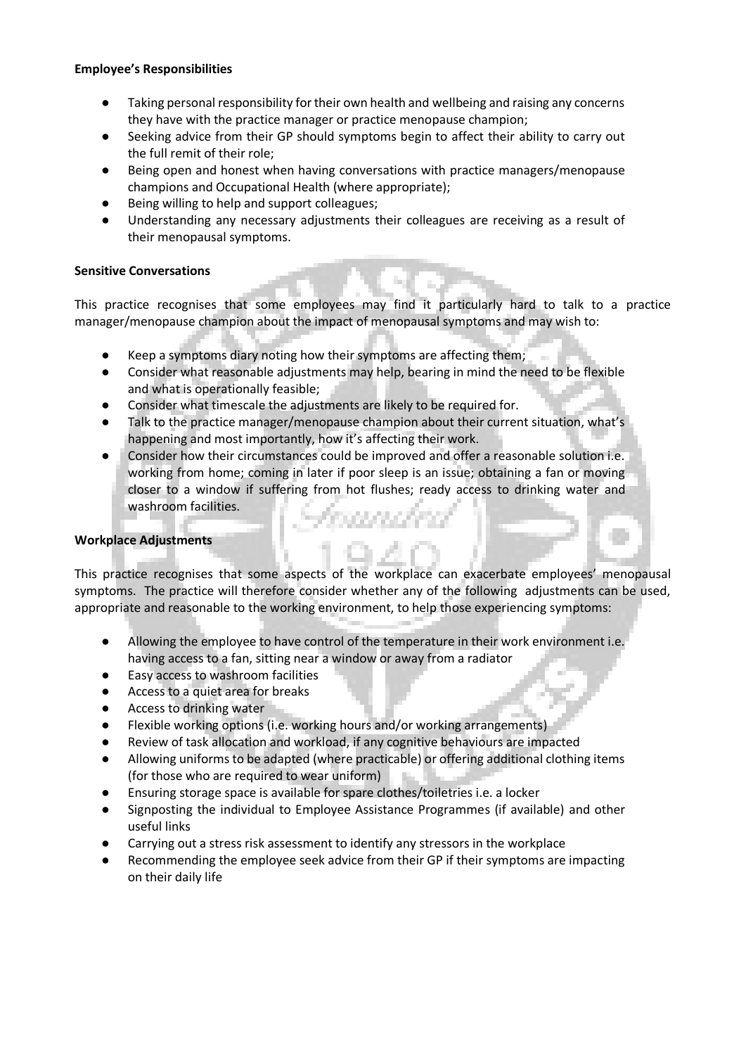**Employee's Responsibilities**

- Taking personal responsibility for their own health and wellbeing and raising any concerns they have with the practice manager or practice menopause champion;
- Seeking advice from their GP should symptoms begin to affect their ability to carry out the full remit of their role;
- Being open and honest when having conversations with practice managers/menopause champions and Occupational Health (where appropriate);
- Being willing to help and support colleagues;
- Understanding any necessary adjustments their colleagues are receiving as a result of their menopausal symptoms.

**Sensitive Conversations**

This practice recognises that some employees may find it particularly hard to talk to a practice manager/menopause champion about the impact of menopausal symptoms and may wish to:

- Keep a symptoms diary noting how their symptoms are affecting them;
- Consider what reasonable adjustments may help, bearing in mind the need to be flexible and what is operationally feasible;
- Consider what timescale the adjustments are likely to be required for.
- Talk to the practice manager/menopause champion about their current situation, what's happening and most importantly, how it's affecting their work.
- Consider how their circumstances could be improved and offer a reasonable solution i.e. working from home; coming in later if poor sleep is an issue; obtaining a fan or moving closer to a window if suffering from hot flushes; ready access to drinking water and washroom facilities.

**Workplace Adjustments**

This practice recognises that some aspects of the workplace can exacerbate employees' menopausal symptoms. The practice will therefore consider whether any of the following adjustments can be used, appropriate and reasonable to the working environment, to help those experiencing symptoms:

- Allowing the employee to have control of the temperature in their work environment i.e. having access to a fan, sitting near a window or away from a radiator
- Easy access to washroom facilities
- Access to a quiet area for breaks
- Access to drinking water
- Flexible working options (i.e. working hours and/or working arrangements)
- Review of task allocation and workload, if any cognitive behaviours are impacted
- Allowing uniforms to be adapted (where practicable) or offering additional clothing items (for those who are required to wear uniform)
- Ensuring storage space is available for spare clothes/toiletries i.e. a locker
- Signposting the individual to Employee Assistance Programmes (if available) and other useful links
- Carrying out a stress risk assessment to identify any stressors in the workplace
- Recommending the employee seek advice from their GP if their symptoms are impacting on their daily life